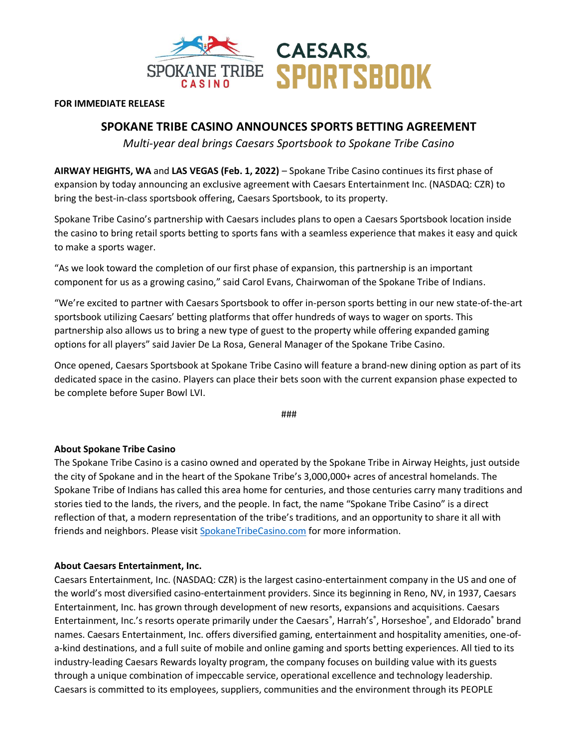**FOR IMMEDIATE RELEASE**

# SPOKANE TRIBE CASINO ANNOUNCES SPORTS BETTING AGREEMENT

*Multi-year deal brings Caesars Sportsbook to Spokane Tribe Casino*

**AIRWAY HEIGHTS, WA** and **LAS VEGAS (Feb. 1, 2022)** – Spokane Tribe Casino continues its first phase of expansion by today announcing an exclusive agreement with Caesars Entertainment Inc. (NASDAQ: CZR) to bring the best-in-class sportsbook offering, Caesars Sportsbook, to its property.

Spokane Tribe Casino's partnership with Caesars includes plans to open a Caesars Sportsbook location inside the casino to bring retail sports betting to sports fans with a seamless experience that makes it easy and quick to make a sports wager.

"As we look toward the completion of our first phase of expansion, this partnership is an important component for us as a growing casino," said Carol Evans, Chairwoman of the Spokane Tribe of Indians.

"We're excited to partner with Caesars Sportsbook to offer in-person sports betting in our new state-of-the-art sportsbook utilizing Caesars' betting platforms that offer hundreds of ways to wager on sports. This partnership also allows us to bring a new type of guest to the property while offering expanded gaming options for all players" said Javier De La Rosa, General Manager of the Spokane Tribe Casino.

Once opened, Caesars Sportsbook at Spokane Tribe Casino will feature a brand-new dining option as part of its dedicated space in the casino. Players can place their bets soon with the current expansion phase expected to be complete before Super Bowl LVI.

###

**About Spokane Tribe Casino**

The Spokane Tribe Casino is a casino owned and operated by the Spokane Tribe in Airway Heights, just outside the city of Spokane and in the heart of the Spokane Tribe's 3,000,000+ acres of ancestral homelands. The Spokane Tribe of Indians has called this area home for centuries, and those centuries carry many traditions and stories tied to the lands, the rivers, and the people. In fact, the name "Spokane Tribe Casino" is a direct reflection of that, a modern representation of the tribe's traditions, and an opportunity to share it all with friends and neighbors. Please visit SpokaneTribeCasino.com for more information.

**About Caesars Entertainment, Inc.**

Caesars Entertainment, Inc. (NASDAQ: CZR) is the largest casino-entertainment company in the US and one of the world's most diversified casino-entertainment providers. Since its beginning in Reno, NV, in 1937, Caesars Entertainment, Inc. has grown through development of new resorts, expansions and acquisitions. Caesars Entertainment, Inc.'s resorts operate primarily under the Caesars®, Harrah's®, Horseshoe®, and Eldorado® brand names. Caesars Entertainment, Inc. offers diversified gaming, entertainment and hospitality amenities, one-of-a-kind destinations, and a full suite of mobile and online gaming and sports betting experiences. All tied to its industry-leading Caesars Rewards loyalty program, the company focuses on building value with its guests through a unique combination of impeccable service, operational excellence and technology leadership. Caesars is committed to its employees, suppliers, communities and the environment through its PEOPLE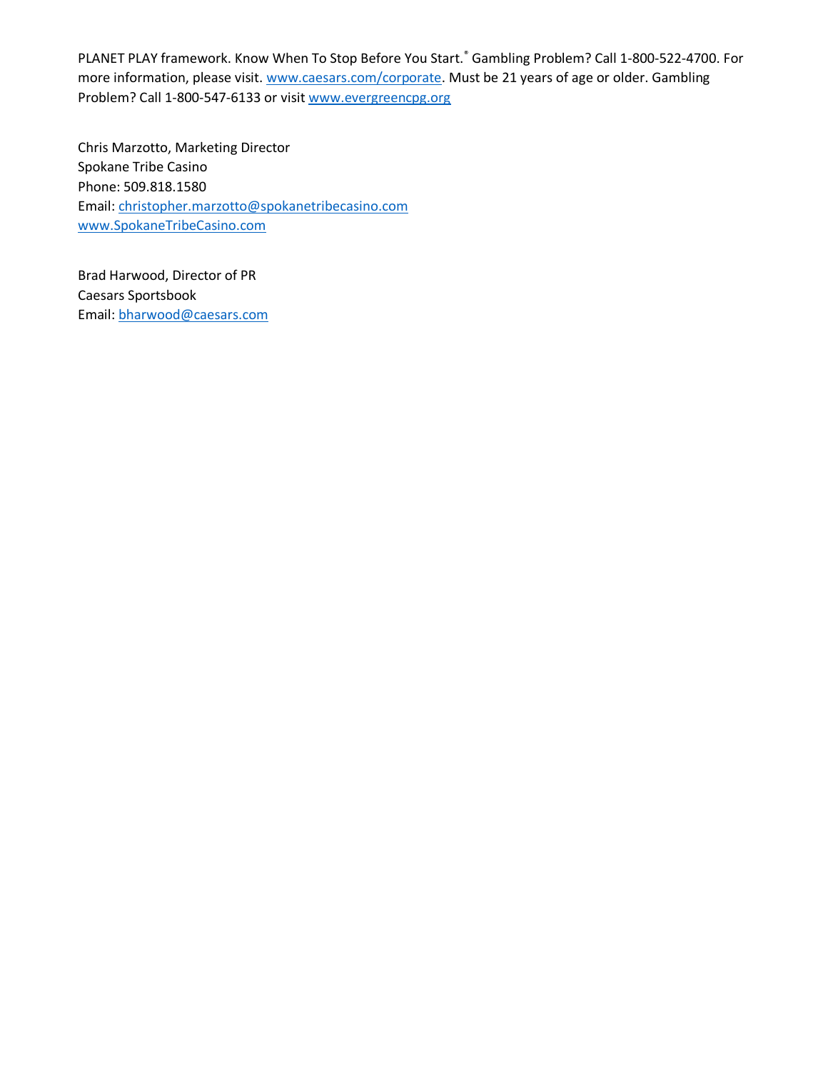PLANET PLAY framework. Know When To Stop Before You Start.® Gambling Problem? Call 1-800-522-4700. For more information, please visit. www.caesars.com/corporate. Must be 21 years of age or older. Gambling Problem? Call 1-800-547-6133 or visit www.evergreencpg.org

Chris Marzotto, Marketing Director
Spokane Tribe Casino
Phone: 509.818.1580
Email: christopher.marzotto@spokanetribecasino.com
www.SpokaneTribeCasino.com

Brad Harwood, Director of PR
Caesars Sportsbook
Email: bharwood@caesars.com